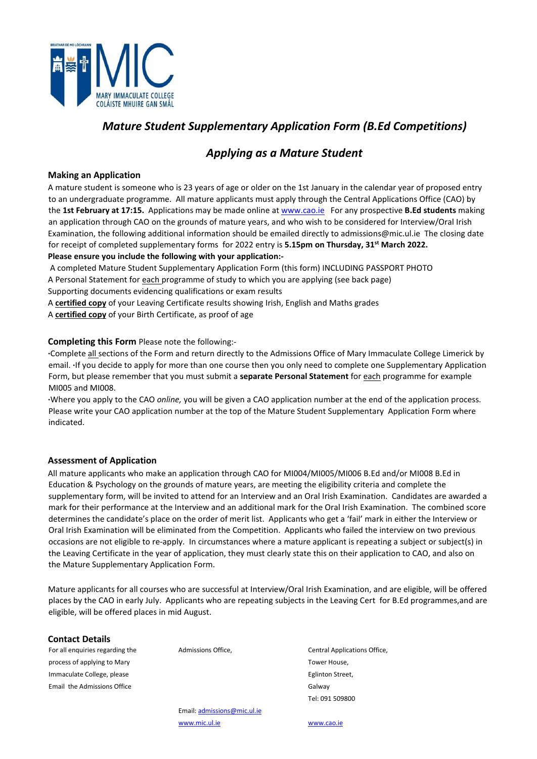# *Mature Student Supplementary Application Form (B.Ed Competitions)*

## *Applying as a Mature Student*

### Making an Application

A mature student is someone who is 23 years of age or older on the 1st January in the calendar year of proposed entry to an undergraduate programme. All mature applicants must apply through the Central Applications Office (CAO) by the **1st February at 17:15.** Applications may be made online at www.cao.ie For any prospective **B.Ed students** making an application through CAO on the grounds of mature years, and who wish to be considered for Interview/Oral Irish Examination, the following additional information should be emailed directly to admissions@mic.ul.ie The closing date for receipt of completed supplementary forms for 2022 entry is **5.15pm on Thursday, 31st March 2022.**

**Please ensure you include the following with your application:-**

A completed Mature Student Supplementary Application Form (this form) INCLUDING PASSPORT PHOTO
A Personal Statement for each programme of study to which you are applying (see back page)
Supporting documents evidencing qualifications or exam results
A **certified copy** of your Leaving Certificate results showing Irish, English and Maths grades
A **certified copy** of your Birth Certificate, as proof of age

### Completing this Form Please note the following:-

·Complete all sections of the Form and return directly to the Admissions Office of Mary Immaculate College Limerick by email. ·If you decide to apply for more than one course then you only need to complete one Supplementary Application Form, but please remember that you must submit a **separate Personal Statement** for each programme for example MI005 and MI008.

·Where you apply to the CAO *online,* you will be given a CAO application number at the end of the application process. Please write your CAO application number at the top of the Mature Student Supplementary Application Form where indicated.

### Assessment of Application

All mature applicants who make an application through CAO for MI004/MI005/MI006 B.Ed and/or MI008 B.Ed in Education & Psychology on the grounds of mature years, are meeting the eligibility criteria and complete the supplementary form, will be invited to attend for an Interview and an Oral Irish Examination. Candidates are awarded a mark for their performance at the Interview and an additional mark for the Oral Irish Examination. The combined score determines the candidate's place on the order of merit list. Applicants who get a 'fail' mark in either the Interview or Oral Irish Examination will be eliminated from the Competition. Applicants who failed the interview on two previous occasions are not eligible to re-apply. In circumstances where a mature applicant is repeating a subject or subject(s) in the Leaving Certificate in the year of application, they must clearly state this on their application to CAO, and also on the Mature Supplementary Application Form.

Mature applicants for all courses who are successful at Interview/Oral Irish Examination, and are eligible, will be offered places by the CAO in early July. Applicants who are repeating subjects in the Leaving Cert for B.Ed programmes,and are eligible, will be offered places in mid August.

### Contact Details

For all enquiries regarding the process of applying to Mary Immaculate College, please Email the Admissions Office

Admissions Office,
Email: admissions@mic.ul.ie
www.mic.ul.ie

Central Applications Office,
Tower House,
Eglinton Street,
Galway
Tel: 091 509800
www.cao.ie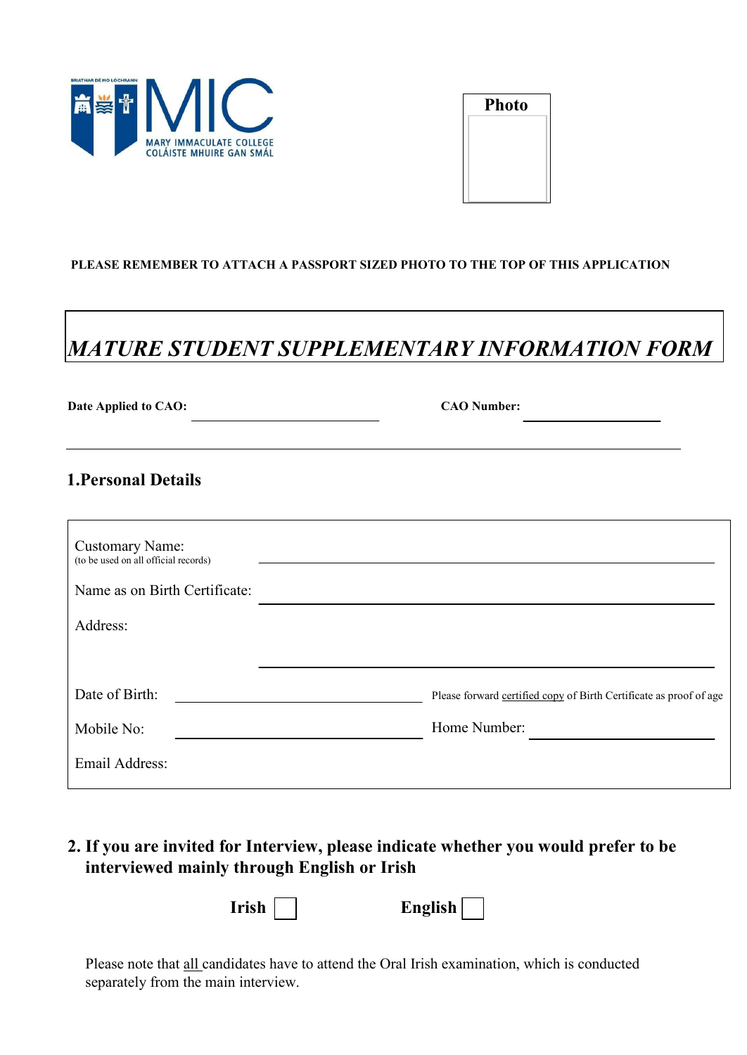MARY IMMACULATE COLLEGE
COLÁISTE MHUIRE GAN SMÁL

**Photo**

**PLEASE REMEMBER TO ATTACH A PASSPORT SIZED PHOTO TO THE TOP OF THIS APPLICATION**

# *MATURE STUDENT SUPPLEMENTARY INFORMATION FORM*

**Date Applied to CAO:** ______________________ **CAO Number:** ________________

## 1.Personal Details

Customary Name: ______________________________________________
(to be used on all official records)

Name as on Birth Certificate: ______________________________________________

Address:

______________________________________________

Date of Birth: ______________________ Please forward certified copy of Birth Certificate as proof of age

Mobile No: ______________________ Home Number: ______________________

Email Address:

## 2. If you are invited for Interview, please indicate whether you would prefer to be interviewed mainly through English or Irish

**Irish** ☐ **English** ☐

Please note that all candidates have to attend the Oral Irish examination, which is conducted separately from the main interview.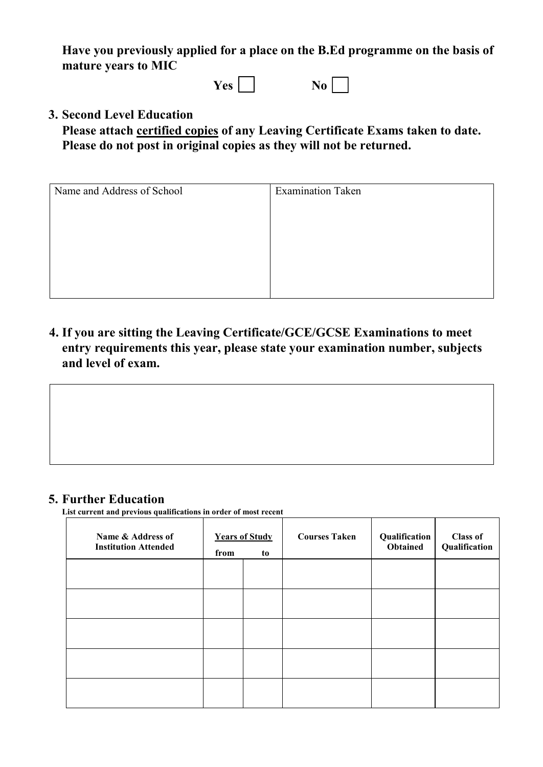**Have you previously applied for a place on the B.Ed programme on the basis of mature years to MIC**

Yes ☐ No ☐

**3. Second Level Education**
**Please attach certified copies of any Leaving Certificate Exams taken to date. Please do not post in original copies as they will not be returned.**

| Name and Address of School | Examination Taken |
|---|---|
| | |

**4. If you are sitting the Leaving Certificate/GCE/GCSE Examinations to meet entry requirements this year, please state your examination number, subjects and level of exam.**

| |
|---|
| |

## 5. Further Education

**List current and previous qualifications in order of most recent**

| Name & Address of Institution Attended | Years of Study | | Courses Taken | Qualification Obtained | Class of Qualification |
|---|---|---|---|---|---|
| | from | to | | | |
| | | | | | |
| | | | | | |
| | | | | | |
| | | | | | |
| | | | | | |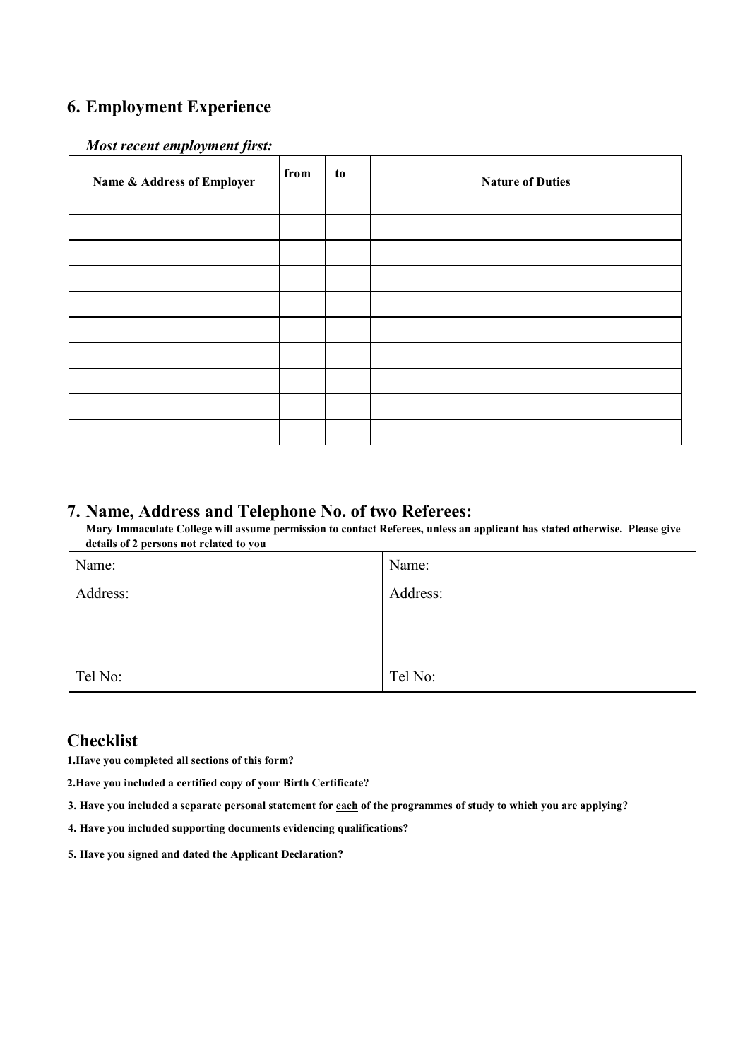## 6. Employment Experience

***Most recent employment first:***

| Name & Address of Employer | from | to | Nature of Duties |
|---|---|---|---|
| | | | |
| | | | |
| | | | |
| | | | |
| | | | |
| | | | |
| | | | |
| | | | |
| | | | |
| | | | |

## 7. Name, Address and Telephone No. of two Referees:

**Mary Immaculate College will assume permission to contact Referees, unless an applicant has stated otherwise. Please give details of 2 persons not related to you**

| Name: | Name: |
|---|---|
| Address: | Address: |
| Tel No: | Tel No: |

## Checklist

**1.Have you completed all sections of this form?**

**2.Have you included a certified copy of your Birth Certificate?**

**3. Have you included a separate personal statement for <u>each</u> of the programmes of study to which you are applying?**

**4. Have you included supporting documents evidencing qualifications?**

**5. Have you signed and dated the Applicant Declaration?**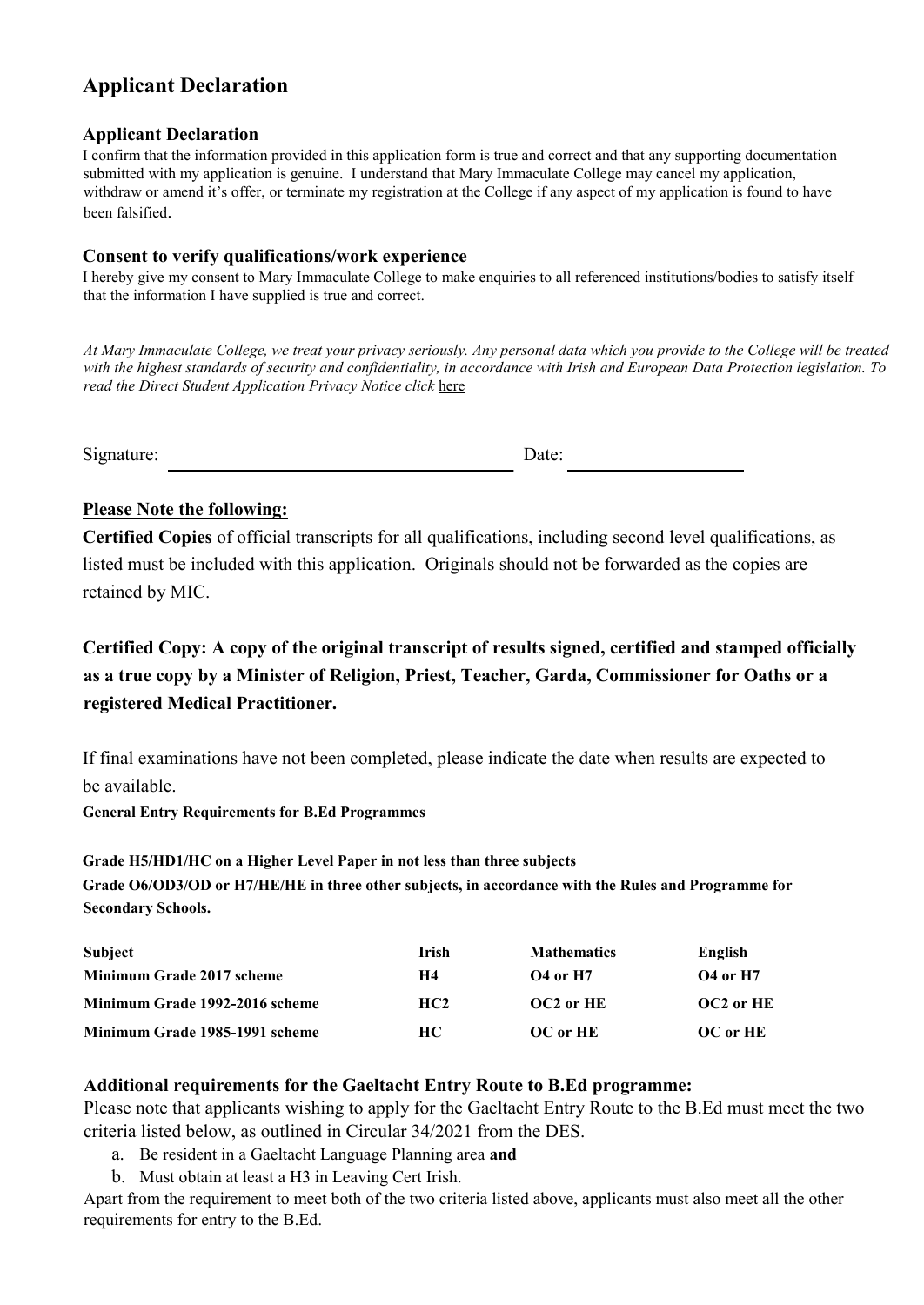# Applicant Declaration

### Applicant Declaration

I confirm that the information provided in this application form is true and correct and that any supporting documentation submitted with my application is genuine. I understand that Mary Immaculate College may cancel my application, withdraw or amend it's offer, or terminate my registration at the College if any aspect of my application is found to have been falsified.

### Consent to verify qualifications/work experience

I hereby give my consent to Mary Immaculate College to make enquiries to all referenced institutions/bodies to satisfy itself that the information I have supplied is true and correct.

*At Mary Immaculate College, we treat your privacy seriously. Any personal data which you provide to the College will be treated with the highest standards of security and confidentiality, in accordance with Irish and European Data Protection legislation. To read the Direct Student Application Privacy Notice click* here

Signature: ______________________________ Date: ________________

**Please Note the following:**

**Certified Copies** of official transcripts for all qualifications, including second level qualifications, as listed must be included with this application. Originals should not be forwarded as the copies are retained by MIC.

**Certified Copy: A copy of the original transcript of results signed, certified and stamped officially as a true copy by a Minister of Religion, Priest, Teacher, Garda, Commissioner for Oaths or a registered Medical Practitioner.**

If final examinations have not been completed, please indicate the date when results are expected to be available.

**General Entry Requirements for B.Ed Programmes**

**Grade H5/HD1/HC on a Higher Level Paper in not less than three subjects**
**Grade O6/OD3/OD or H7/HE/HE in three other subjects, in accordance with the Rules and Programme for Secondary Schools.**

| Subject | Irish | Mathematics | English |
|---|---|---|---|
| Minimum Grade 2017 scheme | H4 | O4 or H7 | O4 or H7 |
| Minimum Grade 1992-2016 scheme | HC2 | OC2 or HE | OC2 or HE |
| Minimum Grade 1985-1991 scheme | HC | OC or HE | OC or HE |

### Additional requirements for the Gaeltacht Entry Route to B.Ed programme:

Please note that applicants wishing to apply for the Gaeltacht Entry Route to the B.Ed must meet the two criteria listed below, as outlined in Circular 34/2021 from the DES.

a. Be resident in a Gaeltacht Language Planning area **and**
b. Must obtain at least a H3 in Leaving Cert Irish.

Apart from the requirement to meet both of the two criteria listed above, applicants must also meet all the other requirements for entry to the B.Ed.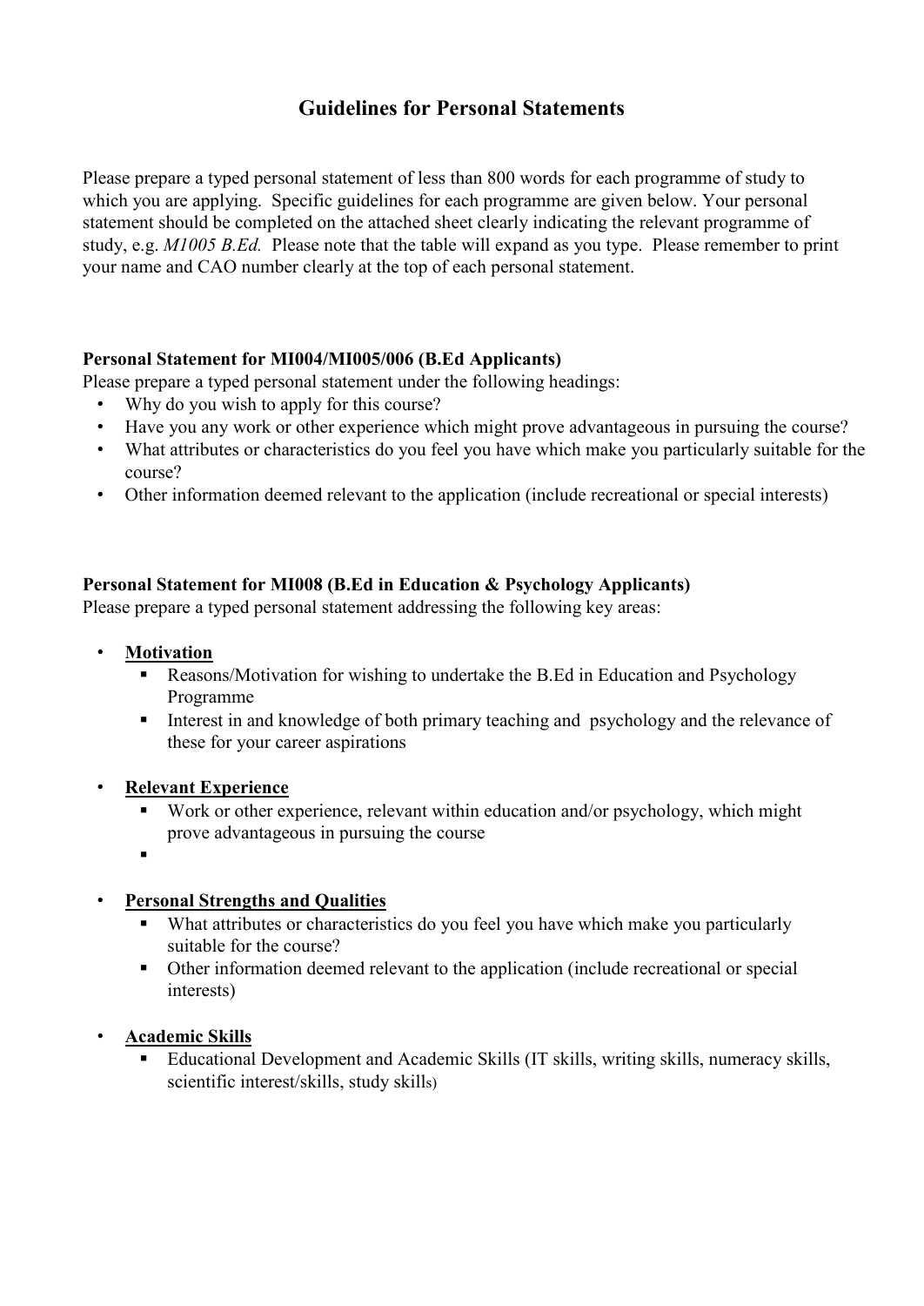# Guidelines for Personal Statements

Please prepare a typed personal statement of less than 800 words for each programme of study to which you are applying. Specific guidelines for each programme are given below. Your personal statement should be completed on the attached sheet clearly indicating the relevant programme of study, e.g. *M1005 B.Ed.* Please note that the table will expand as you type. Please remember to print your name and CAO number clearly at the top of each personal statement.

**Personal Statement for MI004/MI005/006 (B.Ed Applicants)**

Please prepare a typed personal statement under the following headings:

- Why do you wish to apply for this course?
- Have you any work or other experience which might prove advantageous in pursuing the course?
- What attributes or characteristics do you feel you have which make you particularly suitable for the course?
- Other information deemed relevant to the application (include recreational or special interests)

**Personal Statement for MI008 (B.Ed in Education & Psychology Applicants)**

Please prepare a typed personal statement addressing the following key areas:

- **Motivation**
  - Reasons/Motivation for wishing to undertake the B.Ed in Education and Psychology Programme
  - Interest in and knowledge of both primary teaching and psychology and the relevance of these for your career aspirations
- **Relevant Experience**
  - Work or other experience, relevant within education and/or psychology, which might prove advantageous in pursuing the course
- **Personal Strengths and Qualities**
  - What attributes or characteristics do you feel you have which make you particularly suitable for the course?
  - Other information deemed relevant to the application (include recreational or special interests)
- **Academic Skills**
  - Educational Development and Academic Skills (IT skills, writing skills, numeracy skills, scientific interest/skills, study skills)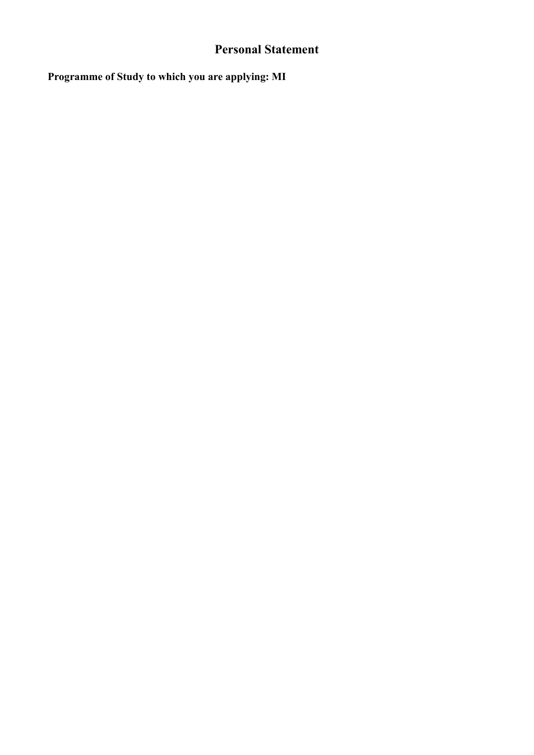## Personal Statement

**Programme of Study to which you are applying: MI**